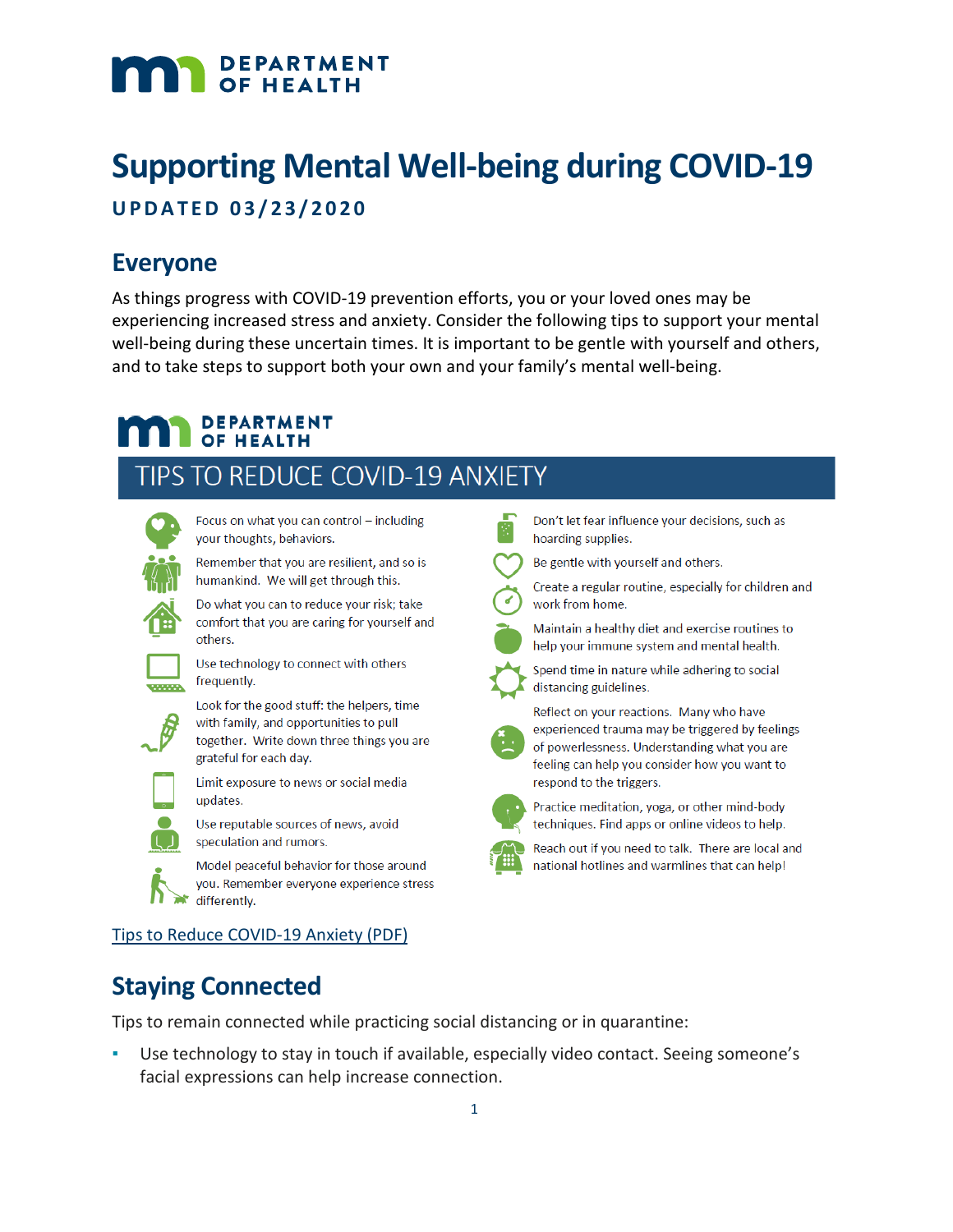# Supporting Mental Well-being during COVID-19

**UPDATED 03/23/2020**

## Everyone

As things progress with COVID-19 prevention efforts, you or your loved ones may be experiencing increased stress and anxiety. Consider the following tips to support your mental well-being during these uncertain times. It is important to be gentle with yourself and others, and to take steps to support both your own and your family's mental well-being.

DEPARTMENT OF HEALTH

### TIPS TO REDUCE COVID-19 ANXIETY

- Focus on what you can control – including your thoughts, behaviors.
- Remember that you are resilient, and so is humankind. We will get through this.
- Do what you can to reduce your risk; take comfort that you are caring for yourself and others.
- Use technology to connect with others frequently.
- Look for the good stuff: the helpers, time with family, and opportunities to pull together. Write down three things you are grateful for each day.
- Limit exposure to news or social media updates.
- Use reputable sources of news, avoid speculation and rumors.
- Model peaceful behavior for those around you. Remember everyone experience stress differently.
- Don't let fear influence your decisions, such as hoarding supplies.
- Be gentle with yourself and others.
- Create a regular routine, especially for children and work from home.
- Maintain a healthy diet and exercise routines to help your immune system and mental health.
- Spend time in nature while adhering to social distancing guidelines.
- Reflect on your reactions. Many who have experienced trauma may be triggered by feelings of powerlessness. Understanding what you are feeling can help you consider how you want to respond to the triggers.
- Practice meditation, yoga, or other mind-body techniques. Find apps or online videos to help.
- Reach out if you need to talk. There are local and national hotlines and warmlines that can help!

Tips to Reduce COVID-19 Anxiety (PDF)

## Staying Connected

Tips to remain connected while practicing social distancing or in quarantine:

- Use technology to stay in touch if available, especially video contact. Seeing someone's facial expressions can help increase connection.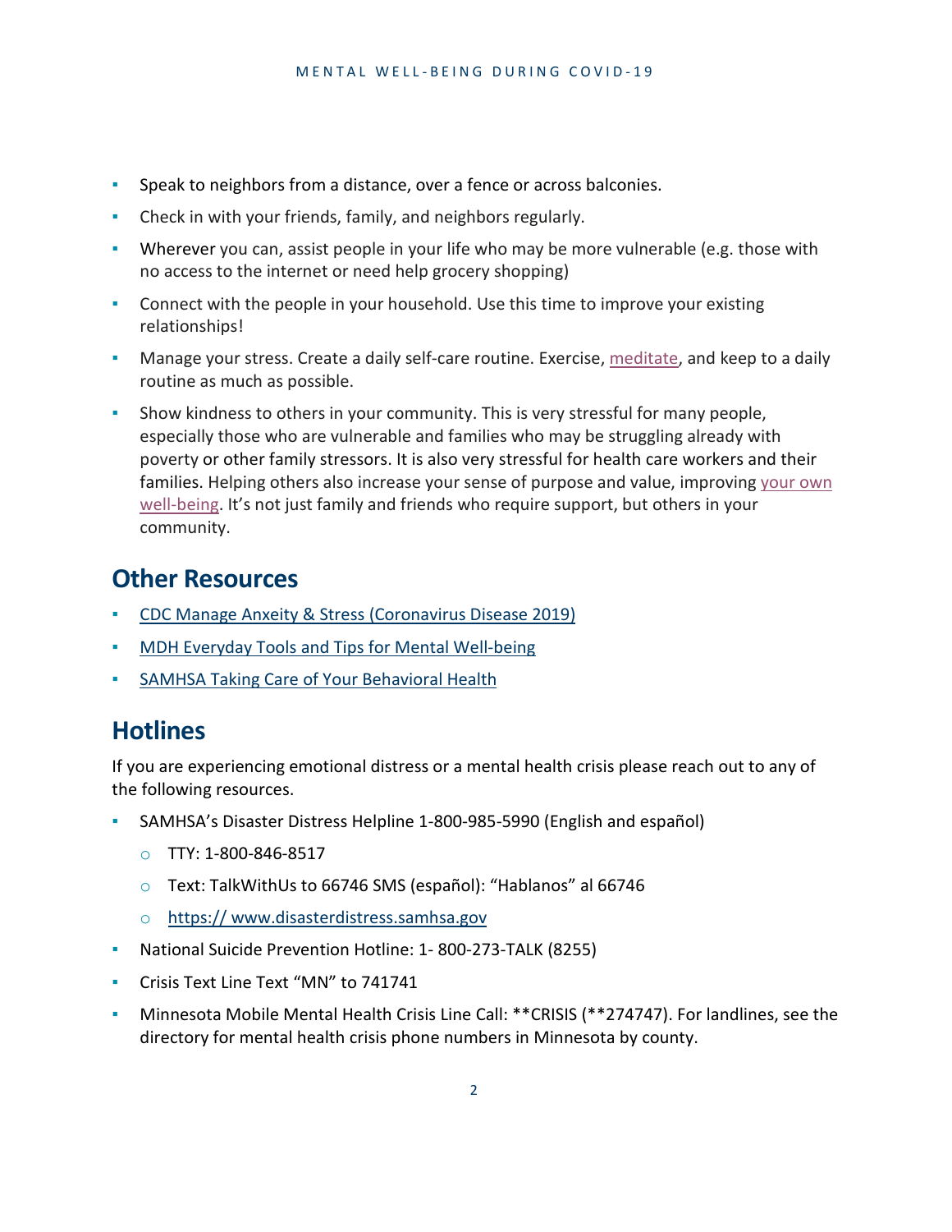- Speak to neighbors from a distance, over a fence or across balconies.
- Check in with your friends, family, and neighbors regularly.
- Wherever you can, assist people in your life who may be more vulnerable (e.g. those with no access to the internet or need help grocery shopping)
- Connect with the people in your household. Use this time to improve your existing relationships!
- Manage your stress. Create a daily self-care routine. Exercise, meditate, and keep to a daily routine as much as possible.
- Show kindness to others in your community. This is very stressful for many people, especially those who are vulnerable and families who may be struggling already with poverty or other family stressors. It is also very stressful for health care workers and their families. Helping others also increase your sense of purpose and value, improving your own well-being. It's not just family and friends who require support, but others in your community.

## Other Resources

- CDC Manage Anxiety & Stress (Coronavirus Disease 2019)
- MDH Everyday Tools and Tips for Mental Well-being
- SAMHSA Taking Care of Your Behavioral Health

## Hotlines

If you are experiencing emotional distress or a mental health crisis please reach out to any of the following resources.

- SAMHSA's Disaster Distress Helpline 1-800-985-5990 (English and español)
  - TTY: 1-800-846-8517
  - Text: TalkWithUs to 66746 SMS (español): "Hablanos" al 66746
  - https:// www.disasterdistress.samhsa.gov
- National Suicide Prevention Hotline: 1- 800-273-TALK (8255)
- Crisis Text Line Text "MN" to 741741
- Minnesota Mobile Mental Health Crisis Line Call: **CRISIS (**274747). For landlines, see the directory for mental health crisis phone numbers in Minnesota by county.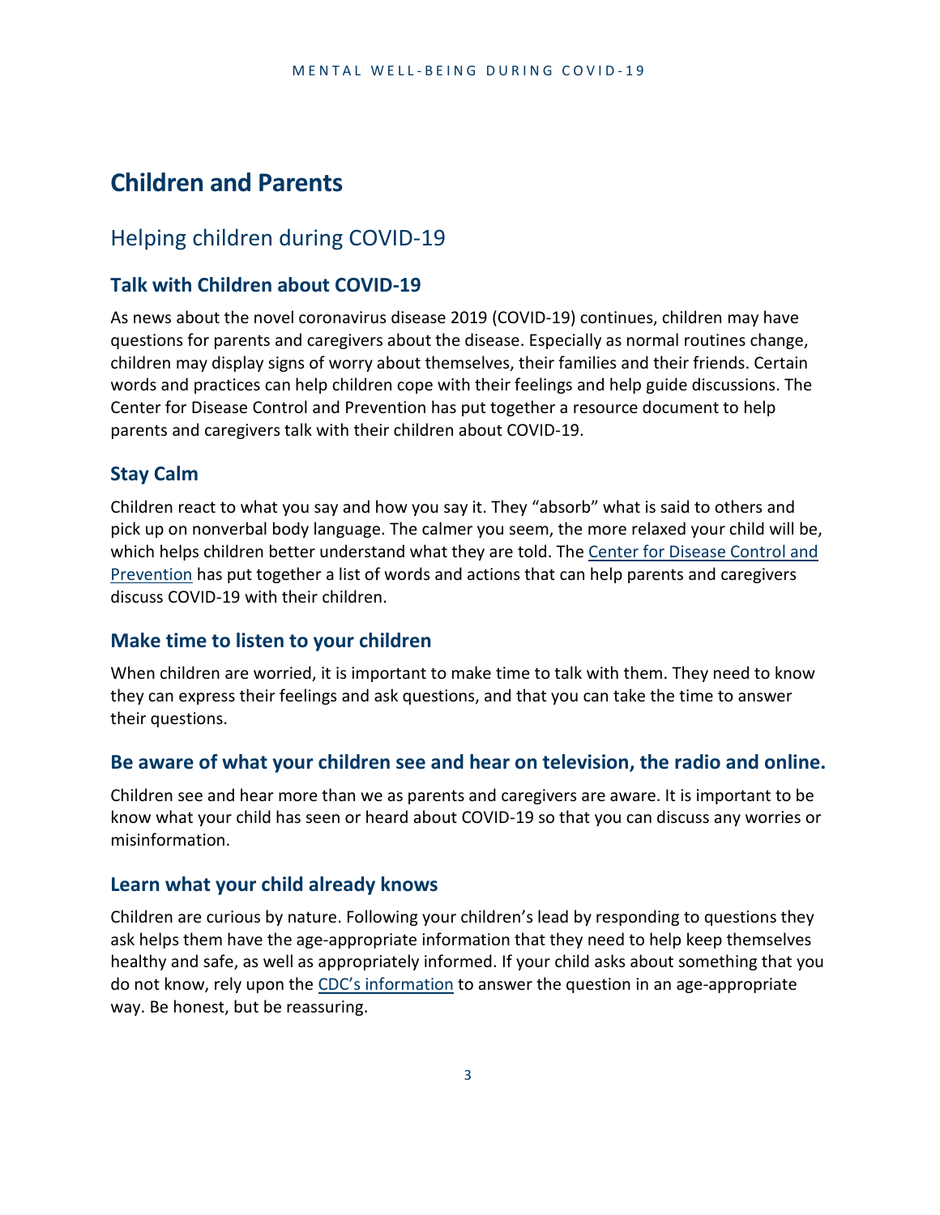# Children and Parents

## Helping children during COVID-19

### Talk with Children about COVID-19

As news about the novel coronavirus disease 2019 (COVID-19) continues, children may have questions for parents and caregivers about the disease. Especially as normal routines change, children may display signs of worry about themselves, their families and their friends. Certain words and practices can help children cope with their feelings and help guide discussions. The Center for Disease Control and Prevention has put together a resource document to help parents and caregivers talk with their children about COVID-19.

### Stay Calm

Children react to what you say and how you say it. They "absorb" what is said to others and pick up on nonverbal body language. The calmer you seem, the more relaxed your child will be, which helps children better understand what they are told. The Center for Disease Control and Prevention has put together a list of words and actions that can help parents and caregivers discuss COVID-19 with their children.

### Make time to listen to your children

When children are worried, it is important to make time to talk with them. They need to know they can express their feelings and ask questions, and that you can take the time to answer their questions.

### Be aware of what your children see and hear on television, the radio and online.

Children see and hear more than we as parents and caregivers are aware. It is important to be know what your child has seen or heard about COVID-19 so that you can discuss any worries or misinformation.

### Learn what your child already knows

Children are curious by nature. Following your children's lead by responding to questions they ask helps them have the age-appropriate information that they need to help keep themselves healthy and safe, as well as appropriately informed. If your child asks about something that you do not know, rely upon the CDC's information to answer the question in an age-appropriate way. Be honest, but be reassuring.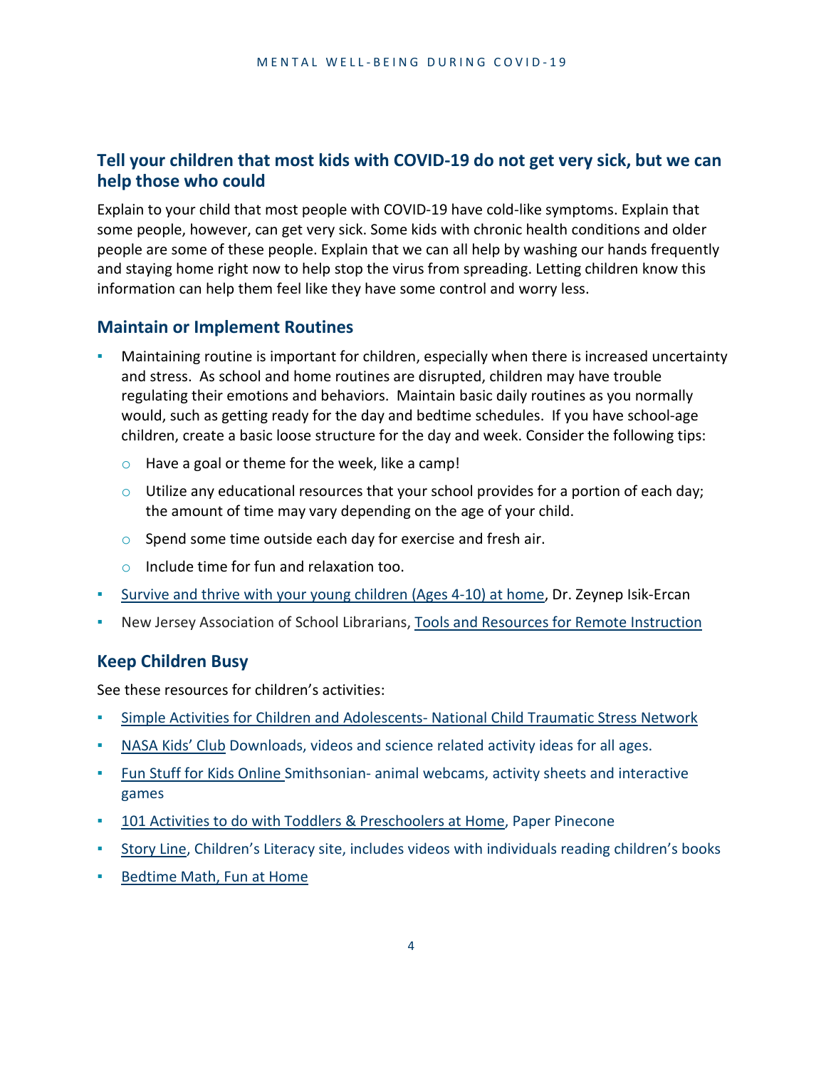## Tell your children that most kids with COVID-19 do not get very sick, but we can help those who could

Explain to your child that most people with COVID-19 have cold-like symptoms. Explain that some people, however, can get very sick. Some kids with chronic health conditions and older people are some of these people. Explain that we can all help by washing our hands frequently and staying home right now to help stop the virus from spreading. Letting children know this information can help them feel like they have some control and worry less.

## Maintain or Implement Routines

- Maintaining routine is important for children, especially when there is increased uncertainty and stress. As school and home routines are disrupted, children may have trouble regulating their emotions and behaviors. Maintain basic daily routines as you normally would, such as getting ready for the day and bedtime schedules. If you have school-age children, create a basic loose structure for the day and week. Consider the following tips:
  - Have a goal or theme for the week, like a camp!
  - Utilize any educational resources that your school provides for a portion of each day; the amount of time may vary depending on the age of your child.
  - Spend some time outside each day for exercise and fresh air.
  - Include time for fun and relaxation too.
- Survive and thrive with your young children (Ages 4-10) at home, Dr. Zeynep Isik-Ercan
- New Jersey Association of School Librarians, Tools and Resources for Remote Instruction

## Keep Children Busy

See these resources for children's activities:

- Simple Activities for Children and Adolescents- National Child Traumatic Stress Network
- NASA Kids' Club Downloads, videos and science related activity ideas for all ages.
- Fun Stuff for Kids Online Smithsonian- animal webcams, activity sheets and interactive games
- 101 Activities to do with Toddlers & Preschoolers at Home, Paper Pinecone
- Story Line, Children's Literacy site, includes videos with individuals reading children's books
- Bedtime Math, Fun at Home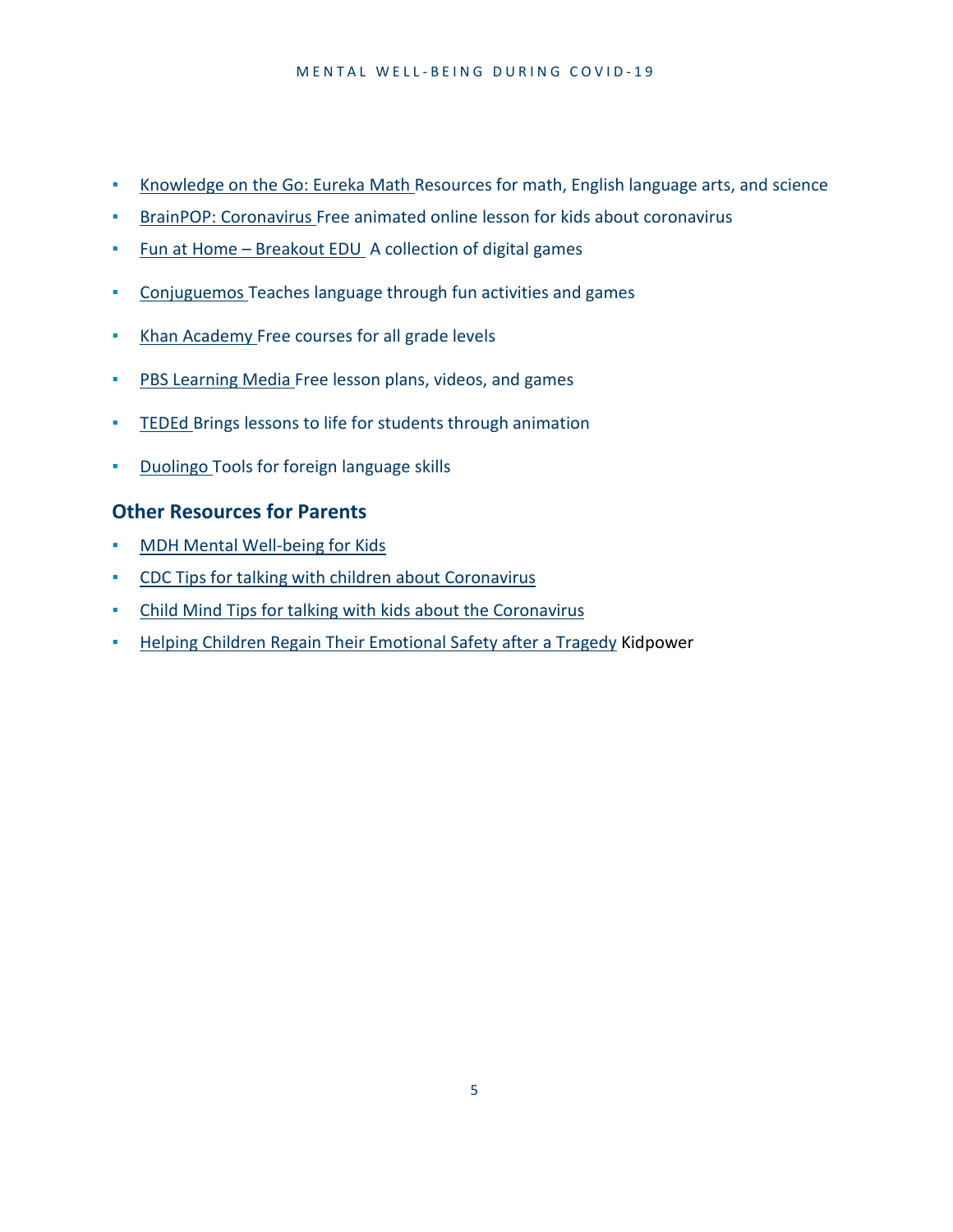- Knowledge on the Go: Eureka Math Resources for math, English language arts, and science
- BrainPOP: Coronavirus Free animated online lesson for kids about coronavirus
- Fun at Home – Breakout EDU A collection of digital games
- Conjuguemos Teaches language through fun activities and games
- Khan Academy Free courses for all grade levels
- PBS Learning Media Free lesson plans, videos, and games
- TEDEd Brings lessons to life for students through animation
- Duolingo Tools for foreign language skills

## Other Resources for Parents

- MDH Mental Well-being for Kids
- CDC Tips for talking with children about Coronavirus
- Child Mind Tips for talking with kids about the Coronavirus
- Helping Children Regain Their Emotional Safety after a Tragedy Kidpower